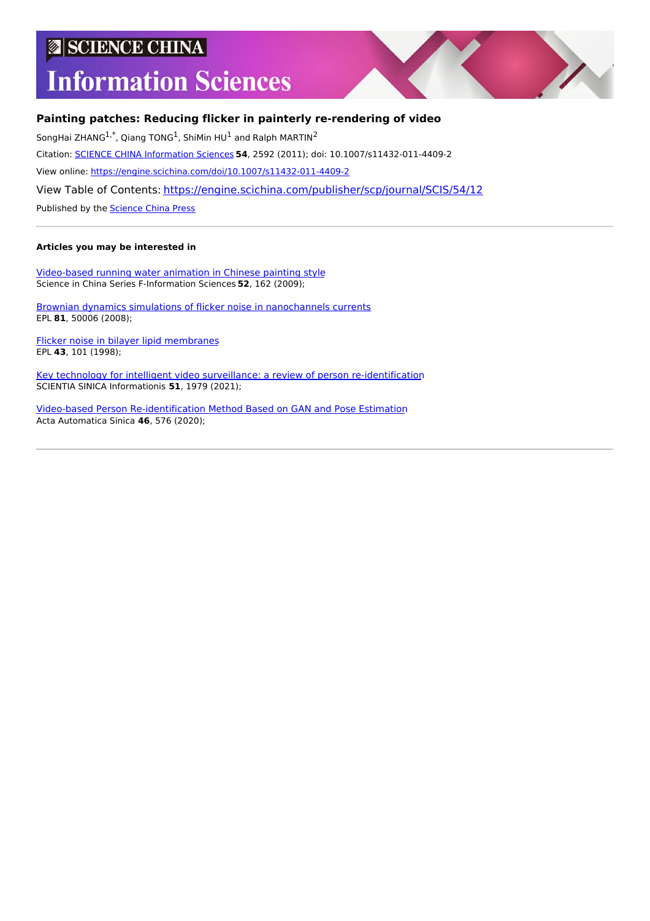# SCIENCE CHINA Information Sciences

## Painting patches: Reducing flicker in painterly re-rendering of video

SongHai ZHANG[1,*], Qiang TONG[1], ShiMin HU[1] and Ralph MARTIN[2]

Citation: SCIENCE CHINA Information Sciences **54**, 2592 (2011); doi: 10.1007/s11432-011-4409-2

View online: https://engine.scichina.com/doi/10.1007/s11432-011-4409-2

View Table of Contents: https://engine.scichina.com/publisher/scp/journal/SCIS/54/12

Published by the Science China Press

---

**Articles you may be interested in**

Video-based running water animation in Chinese painting style
Science in China Series F-Information Sciences **52**, 162 (2009);

Brownian dynamics simulations of flicker noise in nanochannels currents
EPL **81**, 50006 (2008);

Flicker noise in bilayer lipid membranes
EPL **43**, 101 (1998);

Key technology for intelligent video surveillance: a review of person re-identification
SCIENTIA SINICA Informationis **51**, 1979 (2021);

Video-based Person Re-identification Method Based on GAN and Pose Estimation
Acta Automatica Sinica **46**, 576 (2020);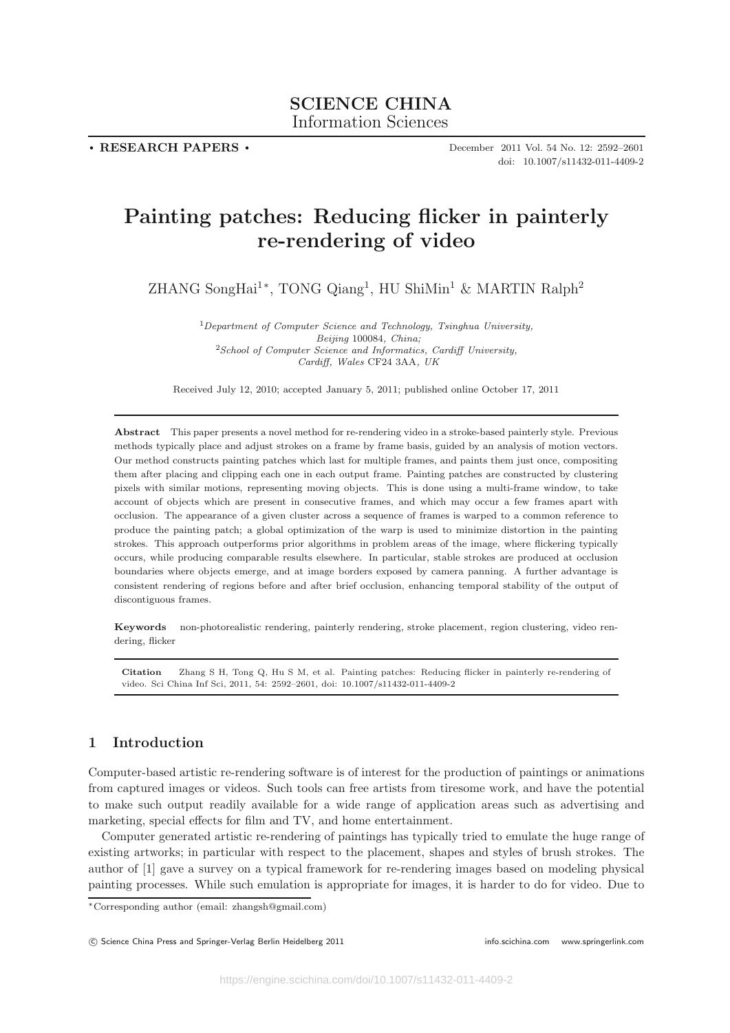**SCIENCE CHINA**
Information Sciences

• **RESEARCH PAPERS** •

December 2011 Vol. 54 No. 12: 2592–2601
doi: 10.1007/s11432-011-4409-2

# Painting patches: Reducing flicker in painterly re-rendering of video

ZHANG SongHai[1*], TONG Qiang[1], HU ShiMin[1] & MARTIN Ralph[2]

[1] *Department of Computer Science and Technology, Tsinghua University, Beijing* 100084*, China;*
[2] *School of Computer Science and Informatics, Cardiff University, Cardiff, Wales* CF24 3AA*, UK*

Received July 12, 2010; accepted January 5, 2011; published online October 17, 2011

**Abstract** This paper presents a novel method for re-rendering video in a stroke-based painterly style. Previous methods typically place and adjust strokes on a frame by frame basis, guided by an analysis of motion vectors. Our method constructs painting patches which last for multiple frames, and paints them just once, compositing them after placing and clipping each one in each output frame. Painting patches are constructed by clustering pixels with similar motions, representing moving objects. This is done using a multi-frame window, to take account of objects which are present in consecutive frames, and which may occur a few frames apart with occlusion. The appearance of a given cluster across a sequence of frames is warped to a common reference to produce the painting patch; a global optimization of the warp is used to minimize distortion in the painting strokes. This approach outperforms prior algorithms in problem areas of the image, where flickering typically occurs, while producing comparable results elsewhere. In particular, stable strokes are produced at occlusion boundaries where objects emerge, and at image borders exposed by camera panning. A further advantage is consistent rendering of regions before and after brief occlusion, enhancing temporal stability of the output of discontiguous frames.

**Keywords** non-photorealistic rendering, painterly rendering, stroke placement, region clustering, video rendering, flicker

**Citation** Zhang S H, Tong Q, Hu S M, et al. Painting patches: Reducing flicker in painterly re-rendering of video. Sci China Inf Sci, 2011, 54: 2592–2601, doi: 10.1007/s11432-011-4409-2

## 1 Introduction

Computer-based artistic re-rendering software is of interest for the production of paintings or animations from captured images or videos. Such tools can free artists from tiresome work, and have the potential to make such output readily available for a wide range of application areas such as advertising and marketing, special effects for film and TV, and home entertainment.

Computer generated artistic re-rendering of paintings has typically tried to emulate the huge range of existing artworks; in particular with respect to the placement, shapes and styles of brush strokes. The author of [1] gave a survey on a typical framework for re-rendering images based on modeling physical painting processes. While such emulation is appropriate for images, it is harder to do for video. Due to

*Corresponding author (email: zhangsh@gmail.com)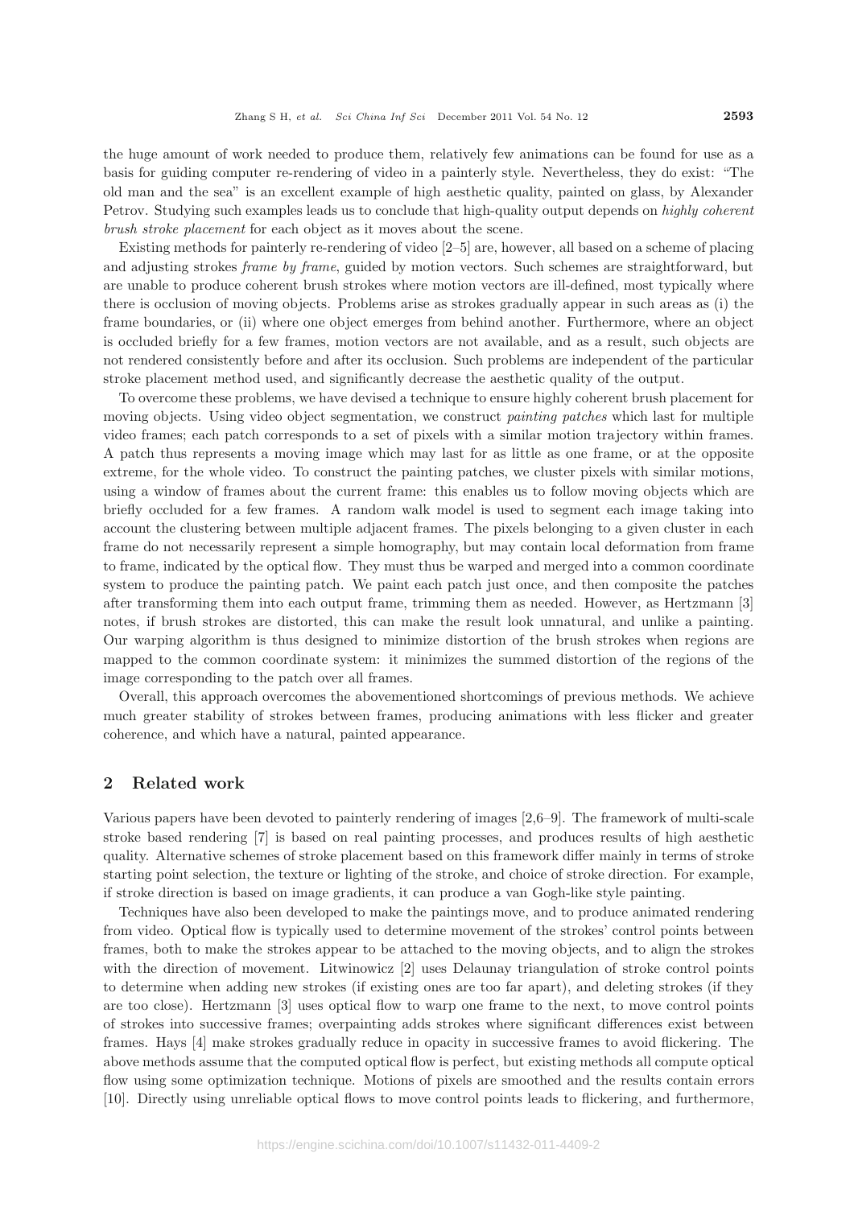the huge amount of work needed to produce them, relatively few animations can be found for use as a basis for guiding computer re-rendering of video in a painterly style. Nevertheless, they do exist: "The old man and the sea" is an excellent example of high aesthetic quality, painted on glass, by Alexander Petrov. Studying such examples leads us to conclude that high-quality output depends on *highly coherent brush stroke placement* for each object as it moves about the scene.

Existing methods for painterly re-rendering of video [2–5] are, however, all based on a scheme of placing and adjusting strokes *frame by frame*, guided by motion vectors. Such schemes are straightforward, but are unable to produce coherent brush strokes where motion vectors are ill-defined, most typically where there is occlusion of moving objects. Problems arise as strokes gradually appear in such areas as (i) the frame boundaries, or (ii) where one object emerges from behind another. Furthermore, where an object is occluded briefly for a few frames, motion vectors are not available, and as a result, such objects are not rendered consistently before and after its occlusion. Such problems are independent of the particular stroke placement method used, and significantly decrease the aesthetic quality of the output.

To overcome these problems, we have devised a technique to ensure highly coherent brush placement for moving objects. Using video object segmentation, we construct *painting patches* which last for multiple video frames; each patch corresponds to a set of pixels with a similar motion trajectory within frames. A patch thus represents a moving image which may last for as little as one frame, or at the opposite extreme, for the whole video. To construct the painting patches, we cluster pixels with similar motions, using a window of frames about the current frame: this enables us to follow moving objects which are briefly occluded for a few frames. A random walk model is used to segment each image taking into account the clustering between multiple adjacent frames. The pixels belonging to a given cluster in each frame do not necessarily represent a simple homography, but may contain local deformation from frame to frame, indicated by the optical flow. They must thus be warped and merged into a common coordinate system to produce the painting patch. We paint each patch just once, and then composite the patches after transforming them into each output frame, trimming them as needed. However, as Hertzmann [3] notes, if brush strokes are distorted, this can make the result look unnatural, and unlike a painting. Our warping algorithm is thus designed to minimize distortion of the brush strokes when regions are mapped to the common coordinate system: it minimizes the summed distortion of the regions of the image corresponding to the patch over all frames.

Overall, this approach overcomes the abovementioned shortcomings of previous methods. We achieve much greater stability of strokes between frames, producing animations with less flicker and greater coherence, and which have a natural, painted appearance.

## 2 Related work

Various papers have been devoted to painterly rendering of images [2,6–9]. The framework of multi-scale stroke based rendering [7] is based on real painting processes, and produces results of high aesthetic quality. Alternative schemes of stroke placement based on this framework differ mainly in terms of stroke starting point selection, the texture or lighting of the stroke, and choice of stroke direction. For example, if stroke direction is based on image gradients, it can produce a van Gogh-like style painting.

Techniques have also been developed to make the paintings move, and to produce animated rendering from video. Optical flow is typically used to determine movement of the strokes' control points between frames, both to make the strokes appear to be attached to the moving objects, and to align the strokes with the direction of movement. Litwinowicz [2] uses Delaunay triangulation of stroke control points to determine when adding new strokes (if existing ones are too far apart), and deleting strokes (if they are too close). Hertzmann [3] uses optical flow to warp one frame to the next, to move control points of strokes into successive frames; overpainting adds strokes where significant differences exist between frames. Hays [4] make strokes gradually reduce in opacity in successive frames to avoid flickering. The above methods assume that the computed optical flow is perfect, but existing methods all compute optical flow using some optimization technique. Motions of pixels are smoothed and the results contain errors [10]. Directly using unreliable optical flows to move control points leads to flickering, and furthermore,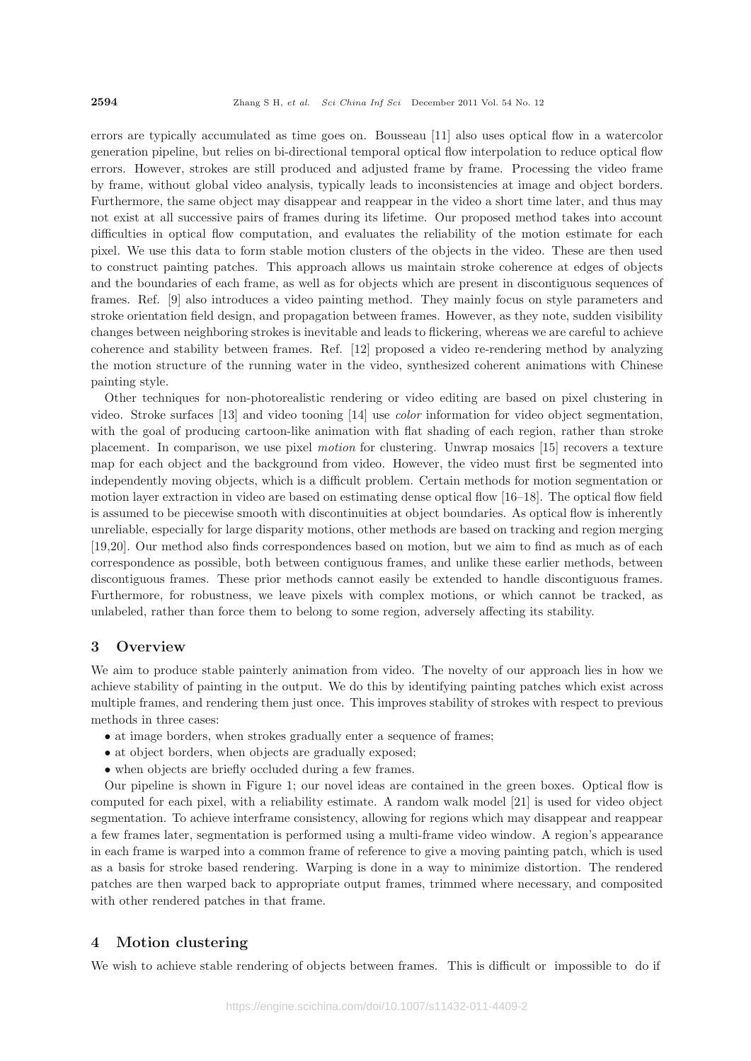errors are typically accumulated as time goes on. Bousseau [11] also uses optical flow in a watercolor generation pipeline, but relies on bi-directional temporal optical flow interpolation to reduce optical flow errors. However, strokes are still produced and adjusted frame by frame. Processing the video frame by frame, without global video analysis, typically leads to inconsistencies at image and object borders. Furthermore, the same object may disappear and reappear in the video a short time later, and thus may not exist at all successive pairs of frames during its lifetime. Our proposed method takes into account difficulties in optical flow computation, and evaluates the reliability of the motion estimate for each pixel. We use this data to form stable motion clusters of the objects in the video. These are then used to construct painting patches. This approach allows us maintain stroke coherence at edges of objects and the boundaries of each frame, as well as for objects which are present in discontiguous sequences of frames. Ref. [9] also introduces a video painting method. They mainly focus on style parameters and stroke orientation field design, and propagation between frames. However, as they note, sudden visibility changes between neighboring strokes is inevitable and leads to flickering, whereas we are careful to achieve coherence and stability between frames. Ref. [12] proposed a video re-rendering method by analyzing the motion structure of the running water in the video, synthesized coherent animations with Chinese painting style.

Other techniques for non-photorealistic rendering or video editing are based on pixel clustering in video. Stroke surfaces [13] and video tooning [14] use *color* information for video object segmentation, with the goal of producing cartoon-like animation with flat shading of each region, rather than stroke placement. In comparison, we use pixel *motion* for clustering. Unwrap mosaics [15] recovers a texture map for each object and the background from video. However, the video must first be segmented into independently moving objects, which is a difficult problem. Certain methods for motion segmentation or motion layer extraction in video are based on estimating dense optical flow [16–18]. The optical flow field is assumed to be piecewise smooth with discontinuities at object boundaries. As optical flow is inherently unreliable, especially for large disparity motions, other methods are based on tracking and region merging [19,20]. Our method also finds correspondences based on motion, but we aim to find as much as of each correspondence as possible, both between contiguous frames, and unlike these earlier methods, between discontiguous frames. These prior methods cannot easily be extended to handle discontiguous frames. Furthermore, for robustness, we leave pixels with complex motions, or which cannot be tracked, as unlabeled, rather than force them to belong to some region, adversely affecting its stability.

## 3 Overview

We aim to produce stable painterly animation from video. The novelty of our approach lies in how we achieve stability of painting in the output. We do this by identifying painting patches which exist across multiple frames, and rendering them just once. This improves stability of strokes with respect to previous methods in three cases:

- at image borders, when strokes gradually enter a sequence of frames;
- at object borders, when objects are gradually exposed;
- when objects are briefly occluded during a few frames.

Our pipeline is shown in Figure 1; our novel ideas are contained in the green boxes. Optical flow is computed for each pixel, with a reliability estimate. A random walk model [21] is used for video object segmentation. To achieve interframe consistency, allowing for regions which may disappear and reappear a few frames later, segmentation is performed using a multi-frame video window. A region's appearance in each frame is warped into a common frame of reference to give a moving painting patch, which is used as a basis for stroke based rendering. Warping is done in a way to minimize distortion. The rendered patches are then warped back to appropriate output frames, trimmed where necessary, and composited with other rendered patches in that frame.

## 4 Motion clustering

We wish to achieve stable rendering of objects between frames. This is difficult or impossible to do if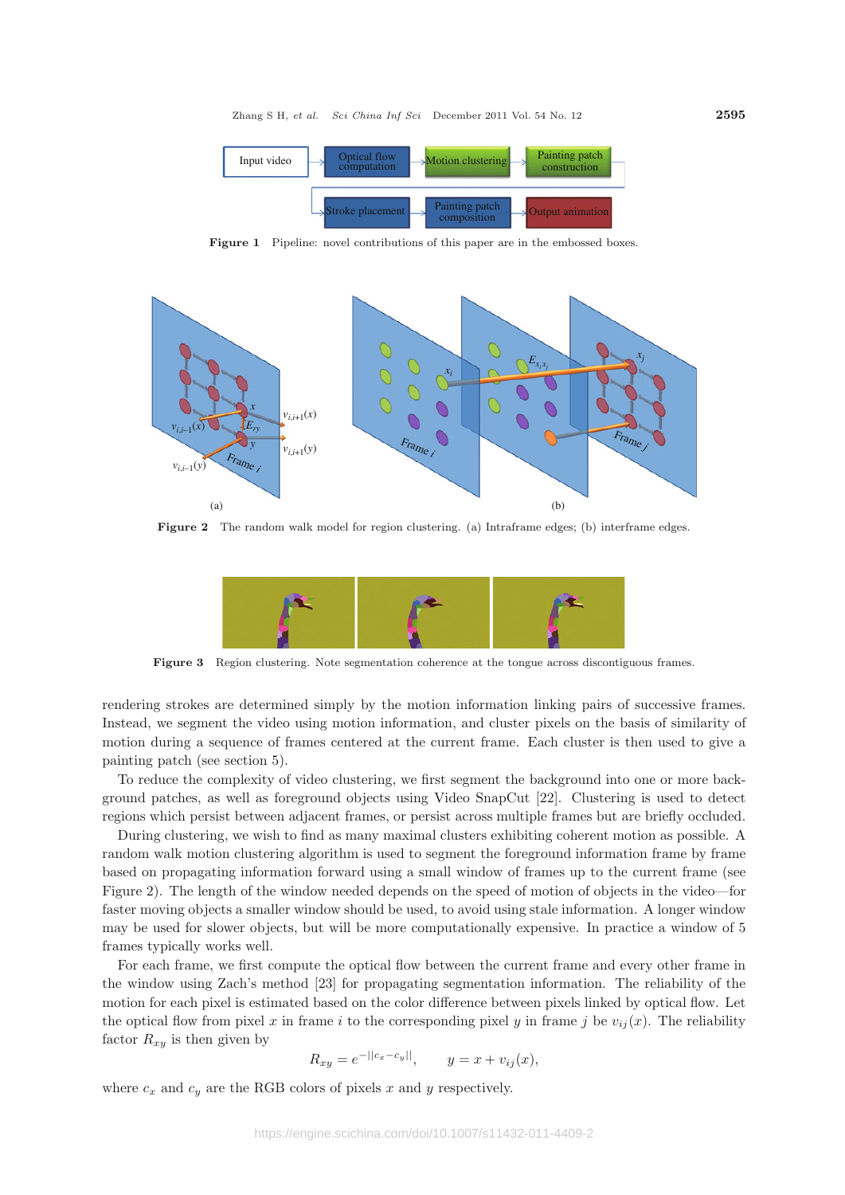Figure 1 Pipeline: novel contributions of this paper are in the embossed boxes.

Figure 2 The random walk model for region clustering. (a) Intraframe edges; (b) interframe edges.

Figure 3 Region clustering. Note segmentation coherence at the tongue across discontiguous frames.

rendering strokes are determined simply by the motion information linking pairs of successive frames. Instead, we segment the video using motion information, and cluster pixels on the basis of similarity of motion during a sequence of frames centered at the current frame. Each cluster is then used to give a painting patch (see section 5).

To reduce the complexity of video clustering, we first segment the background into one or more background patches, as well as foreground objects using Video SnapCut [22]. Clustering is used to detect regions which persist between adjacent frames, or persist across multiple frames but are briefly occluded.

During clustering, we wish to find as many maximal clusters exhibiting coherent motion as possible. A random walk motion clustering algorithm is used to segment the foreground information frame by frame based on propagating information forward using a small window of frames up to the current frame (see Figure 2). The length of the window needed depends on the speed of motion of objects in the video—for faster moving objects a smaller window should be used, to avoid using stale information. A longer window may be used for slower objects, but will be more computationally expensive. In practice a window of 5 frames typically works well.

For each frame, we first compute the optical flow between the current frame and every other frame in the window using Zach's method [23] for propagating segmentation information. The reliability of the motion for each pixel is estimated based on the color difference between pixels linked by optical flow. Let the optical flow from pixel $x$ in frame $i$ to the corresponding pixel $y$ in frame $j$ be $v_{ij}(x)$. The reliability factor $R_{xy}$ is then given by

$$R_{xy} = e^{-||c_x - c_y||}, \qquad y = x + v_{ij}(x),$$

where $c_x$ and $c_y$ are the RGB colors of pixels $x$ and $y$ respectively.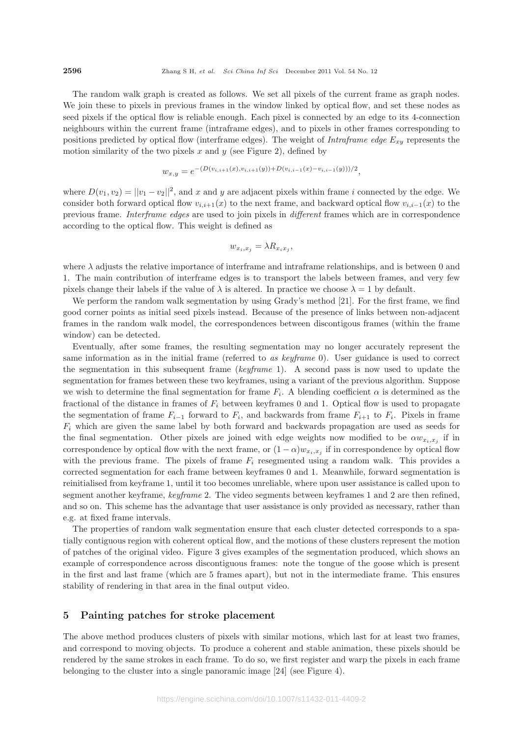The random walk graph is created as follows. We set all pixels of the current frame as graph nodes. We join these to pixels in previous frames in the window linked by optical flow, and set these nodes as seed pixels if the optical flow is reliable enough. Each pixel is connected by an edge to its 4-connection neighbours within the current frame (intraframe edges), and to pixels in other frames corresponding to positions predicted by optical flow (interframe edges). The weight of *Intraframe edge* $E_{xy}$ represents the motion similarity of the two pixels $x$ and $y$ (see Figure 2), defined by

$$w_{x,y} = e^{-(D(v_{i,i+1}(x),v_{i,i+1}(y))+D(v_{i,i-1}(x)-v_{i,i-1}(y)))/2},$$

where $D(v_1, v_2) = ||v_1 - v_2||^2$, and $x$ and $y$ are adjacent pixels within frame $i$ connected by the edge. We consider both forward optical flow $v_{i,i+1}(x)$ to the next frame, and backward optical flow $v_{i,i-1}(x)$ to the previous frame. *Interframe edges* are used to join pixels in *different* frames which are in correspondence according to the optical flow. This weight is defined as

$$w_{x_i,x_j} = \lambda R_{x_i x_j},$$

where $\lambda$ adjusts the relative importance of interframe and intraframe relationships, and is between 0 and 1. The main contribution of interframe edges is to transport the labels between frames, and very few pixels change their labels if the value of $\lambda$ is altered. In practice we choose $\lambda = 1$ by default.

We perform the random walk segmentation by using Grady's method [21]. For the first frame, we find good corner points as initial seed pixels instead. Because of the presence of links between non-adjacent frames in the random walk model, the correspondences between discontigous frames (within the frame window) can be detected.

Eventually, after some frames, the resulting segmentation may no longer accurately represent the same information as in the initial frame (referred to *as keyframe* 0). User guidance is used to correct the segmentation in this subsequent frame (*keyframe* 1). A second pass is now used to update the segmentation for frames between these two keyframes, using a variant of the previous algorithm. Suppose we wish to determine the final segmentation for frame $F_i$. A blending coefficient $\alpha$ is determined as the fractional of the distance in frames of $F_i$ between keyframes 0 and 1. Optical flow is used to propagate the segmentation of frame $F_{i-1}$ forward to $F_i$, and backwards from frame $F_{i+1}$ to $F_i$. Pixels in frame $F_i$ which are given the same label by both forward and backwards propagation are used as seeds for the final segmentation. Other pixels are joined with edge weights now modified to be $\alpha w_{x_i,x_j}$ if in correspondence by optical flow with the next frame, or $(1-\alpha)w_{x_i,x_j}$ if in correspondence by optical flow with the previous frame. The pixels of frame $F_i$ resegmented using a random walk. This provides a corrected segmentation for each frame between keyframes 0 and 1. Meanwhile, forward segmentation is reinitialised from keyframe 1, until it too becomes unreliable, where upon user assistance is called upon to segment another keyframe, *keyframe* 2. The video segments between keyframes 1 and 2 are then refined, and so on. This scheme has the advantage that user assistance is only provided as necessary, rather than e.g. at fixed frame intervals.

The properties of random walk segmentation ensure that each cluster detected corresponds to a spatially contiguous region with coherent optical flow, and the motions of these clusters represent the motion of patches of the original video. Figure 3 gives examples of the segmentation produced, which shows an example of correspondence across discontiguous frames: note the tongue of the goose which is present in the first and last frame (which are 5 frames apart), but not in the intermediate frame. This ensures stability of rendering in that area in the final output video.

## 5 Painting patches for stroke placement

The above method produces clusters of pixels with similar motions, which last for at least two frames, and correspond to moving objects. To produce a coherent and stable animation, these pixels should be rendered by the same strokes in each frame. To do so, we first register and warp the pixels in each frame belonging to the cluster into a single panoramic image [24] (see Figure 4).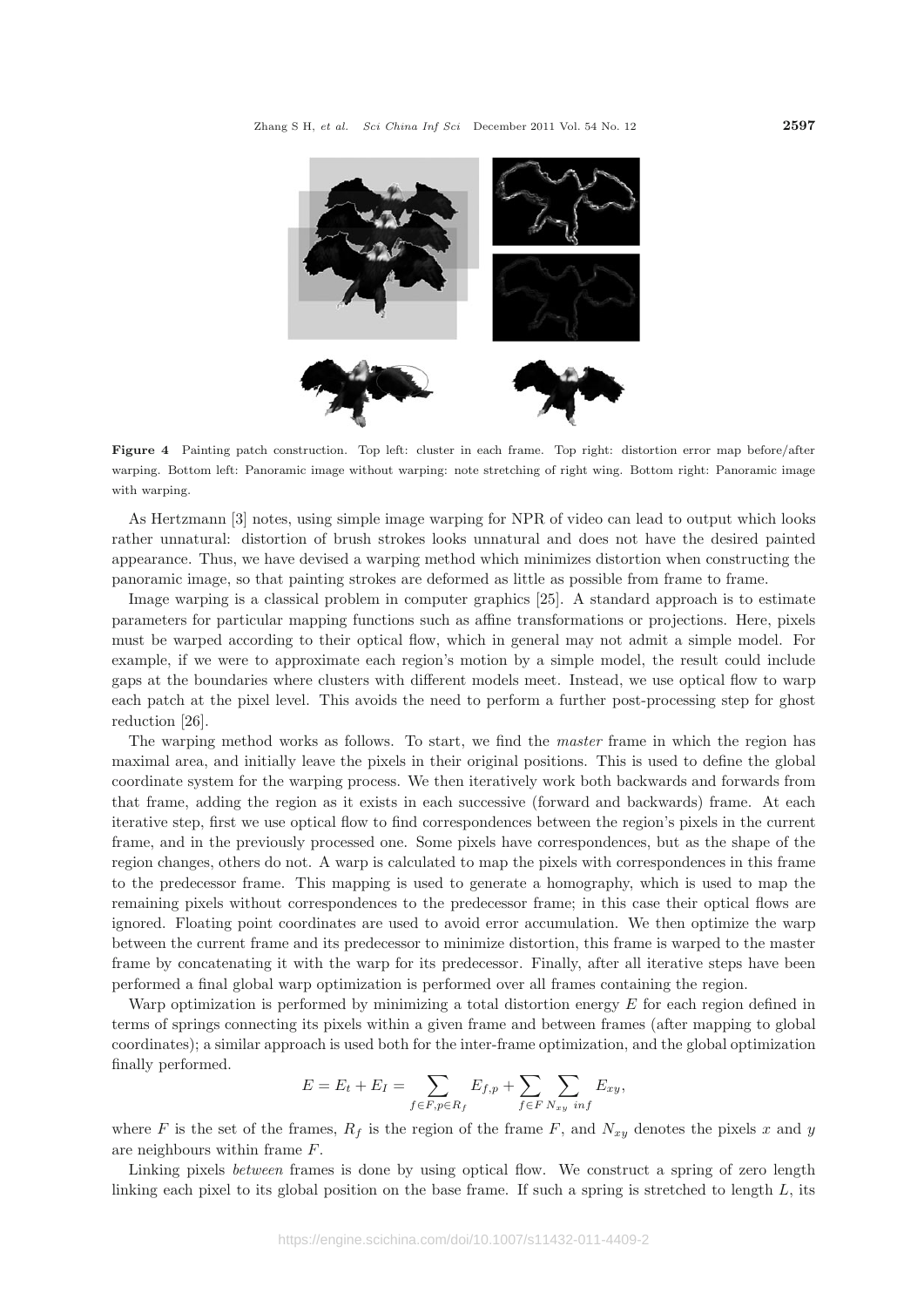**Figure 4** Painting patch construction. Top left: cluster in each frame. Top right: distortion error map before/after warping. Bottom left: Panoramic image without warping: note stretching of right wing. Bottom right: Panoramic image with warping.

As Hertzmann [3] notes, using simple image warping for NPR of video can lead to output which looks rather unnatural: distortion of brush strokes looks unnatural and does not have the desired painted appearance. Thus, we have devised a warping method which minimizes distortion when constructing the panoramic image, so that painting strokes are deformed as little as possible from frame to frame.

Image warping is a classical problem in computer graphics [25]. A standard approach is to estimate parameters for particular mapping functions such as affine transformations or projections. Here, pixels must be warped according to their optical flow, which in general may not admit a simple model. For example, if we were to approximate each region's motion by a simple model, the result could include gaps at the boundaries where clusters with different models meet. Instead, we use optical flow to warp each patch at the pixel level. This avoids the need to perform a further post-processing step for ghost reduction [26].

The warping method works as follows. To start, we find the *master* frame in which the region has maximal area, and initially leave the pixels in their original positions. This is used to define the global coordinate system for the warping process. We then iteratively work both backwards and forwards from that frame, adding the region as it exists in each successive (forward and backwards) frame. At each iterative step, first we use optical flow to find correspondences between the region's pixels in the current frame, and in the previously processed one. Some pixels have correspondences, but as the shape of the region changes, others do not. A warp is calculated to map the pixels with correspondences in this frame to the predecessor frame. This mapping is used to generate a homography, which is used to map the remaining pixels without correspondences to the predecessor frame; in this case their optical flows are ignored. Floating point coordinates are used to avoid error accumulation. We then optimize the warp between the current frame and its predecessor to minimize distortion, this frame is warped to the master frame by concatenating it with the warp for its predecessor. Finally, after all iterative steps have been performed a final global warp optimization is performed over all frames containing the region.

Warp optimization is performed by minimizing a total distortion energy $E$ for each region defined in terms of springs connecting its pixels within a given frame and between frames (after mapping to global coordinates); a similar approach is used both for the inter-frame optimization, and the global optimization finally performed.

$$E = E_t + E_I = \sum_{f \in F, p \in R_f} E_{f,p} + \sum_{f \in F} \sum_{N_{xy} \ inf} E_{xy},$$

where $F$ is the set of the frames, $R_f$ is the region of the frame $F$, and $N_{xy}$ denotes the pixels $x$ and $y$ are neighbours within frame $F$.

Linking pixels *between* frames is done by using optical flow. We construct a spring of zero length linking each pixel to its global position on the base frame. If such a spring is stretched to length $L$, its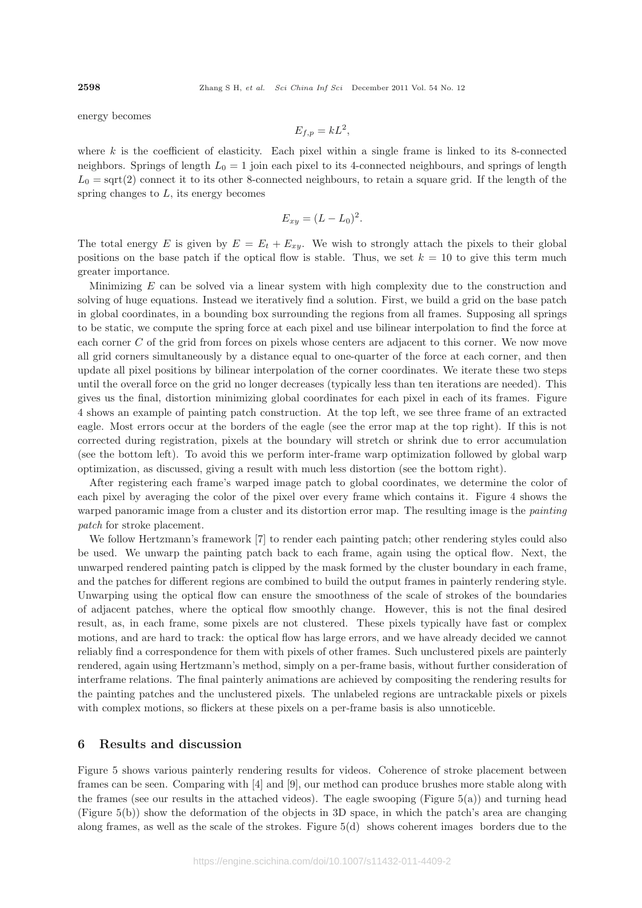energy becomes

$$E_{f,p} = kL^2,$$

where $k$ is the coefficient of elasticity. Each pixel within a single frame is linked to its 8-connected neighbors. Springs of length $L_0 = 1$ join each pixel to its 4-connected neighbours, and springs of length $L_0 = \text{sqrt}(2)$ connect it to its other 8-connected neighbours, to retain a square grid. If the length of the spring changes to $L$, its energy becomes

$$E_{xy} = (L - L_0)^2.$$

The total energy $E$ is given by $E = E_t + E_{xy}$. We wish to strongly attach the pixels to their global positions on the base patch if the optical flow is stable. Thus, we set $k = 10$ to give this term much greater importance.

Minimizing $E$ can be solved via a linear system with high complexity due to the construction and solving of huge equations. Instead we iteratively find a solution. First, we build a grid on the base patch in global coordinates, in a bounding box surrounding the regions from all frames. Supposing all springs to be static, we compute the spring force at each pixel and use bilinear interpolation to find the force at each corner $C$ of the grid from forces on pixels whose centers are adjacent to this corner. We now move all grid corners simultaneously by a distance equal to one-quarter of the force at each corner, and then update all pixel positions by bilinear interpolation of the corner coordinates. We iterate these two steps until the overall force on the grid no longer decreases (typically less than ten iterations are needed). This gives us the final, distortion minimizing global coordinates for each pixel in each of its frames. Figure 4 shows an example of painting patch construction. At the top left, we see three frame of an extracted eagle. Most errors occur at the borders of the eagle (see the error map at the top right). If this is not corrected during registration, pixels at the boundary will stretch or shrink due to error accumulation (see the bottom left). To avoid this we perform inter-frame warp optimization followed by global warp optimization, as discussed, giving a result with much less distortion (see the bottom right).

After registering each frame's warped image patch to global coordinates, we determine the color of each pixel by averaging the color of the pixel over every frame which contains it. Figure 4 shows the warped panoramic image from a cluster and its distortion error map. The resulting image is the *painting patch* for stroke placement.

We follow Hertzmann's framework [7] to render each painting patch; other rendering styles could also be used. We unwarp the painting patch back to each frame, again using the optical flow. Next, the unwarped rendered painting patch is clipped by the mask formed by the cluster boundary in each frame, and the patches for different regions are combined to build the output frames in painterly rendering style. Unwarping using the optical flow can ensure the smoothness of the scale of strokes of the boundaries of adjacent patches, where the optical flow smoothly change. However, this is not the final desired result, as, in each frame, some pixels are not clustered. These pixels typically have fast or complex motions, and are hard to track: the optical flow has large errors, and we have already decided we cannot reliably find a correspondence for them with pixels of other frames. Such unclustered pixels are painterly rendered, again using Hertzmann's method, simply on a per-frame basis, without further consideration of interframe relations. The final painterly animations are achieved by compositing the rendering results for the painting patches and the unclustered pixels. The unlabeled regions are untrackable pixels or pixels with complex motions, so flickers at these pixels on a per-frame basis is also unnoticeble.

## 6 Results and discussion

Figure 5 shows various painterly rendering results for videos. Coherence of stroke placement between frames can be seen. Comparing with [4] and [9], our method can produce brushes more stable along with the frames (see our results in the attached videos). The eagle swooping (Figure 5(a)) and turning head (Figure 5(b)) show the deformation of the objects in 3D space, in which the patch's area are changing along frames, as well as the scale of the strokes. Figure 5(d) shows coherent images borders due to the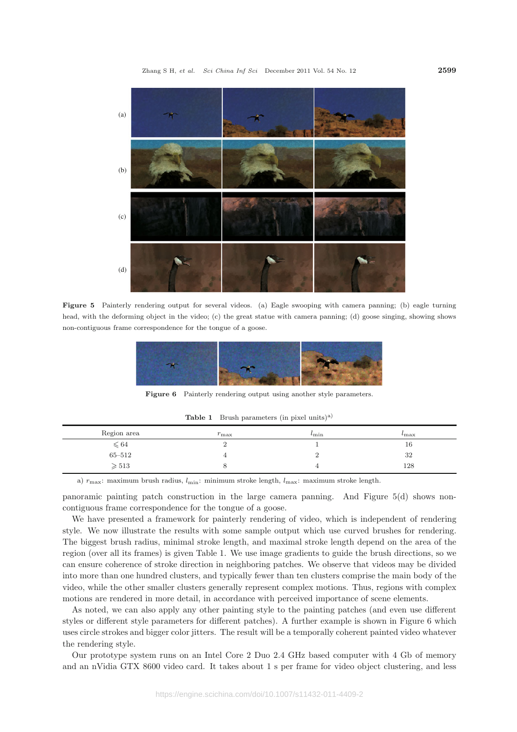**Figure 5** Painterly rendering output for several videos. (a) Eagle swooping with camera panning; (b) eagle turning head, with the deforming object in the video; (c) the great statue with camera panning; (d) goose singing, showing shows non-contiguous frame correspondence for the tongue of a goose.

**Figure 6** Painterly rendering output using another style parameters.

**Table 1** Brush parameters (in pixel units)a)

| Region area | $r_{\max}$ | $l_{\min}$ | $l_{\max}$ |
|---|---|---|---|
| $\leqslant 64$ | 2 | 1 | 16 |
| 65–512 | 4 | 2 | 32 |
| $\geqslant 513$ | 8 | 4 | 128 |

a) $r_{\max}$: maximum brush radius, $l_{\min}$: minimum stroke length, $l_{\max}$: maximum stroke length.

panoramic painting patch construction in the large camera panning. And Figure 5(d) shows non-contiguous frame correspondence for the tongue of a goose.

We have presented a framework for painterly rendering of video, which is independent of rendering style. We now illustrate the results with some sample output which use curved brushes for rendering. The biggest brush radius, minimal stroke length, and maximal stroke length depend on the area of the region (over all its frames) is given Table 1. We use image gradients to guide the brush directions, so we can ensure coherence of stroke direction in neighboring patches. We observe that videos may be divided into more than one hundred clusters, and typically fewer than ten clusters comprise the main body of the video, while the other smaller clusters generally represent complex motions. Thus, regions with complex motions are rendered in more detail, in accordance with perceived importance of scene elements.

As noted, we can also apply any other painting style to the painting patches (and even use different styles or different style parameters for different patches). A further example is shown in Figure 6 which uses circle strokes and bigger color jitters. The result will be a temporally coherent painted video whatever the rendering style.

Our prototype system runs on an Intel Core 2 Duo 2.4 GHz based computer with 4 Gb of memory and an nVidia GTX 8600 video card. It takes about 1 s per frame for video object clustering, and less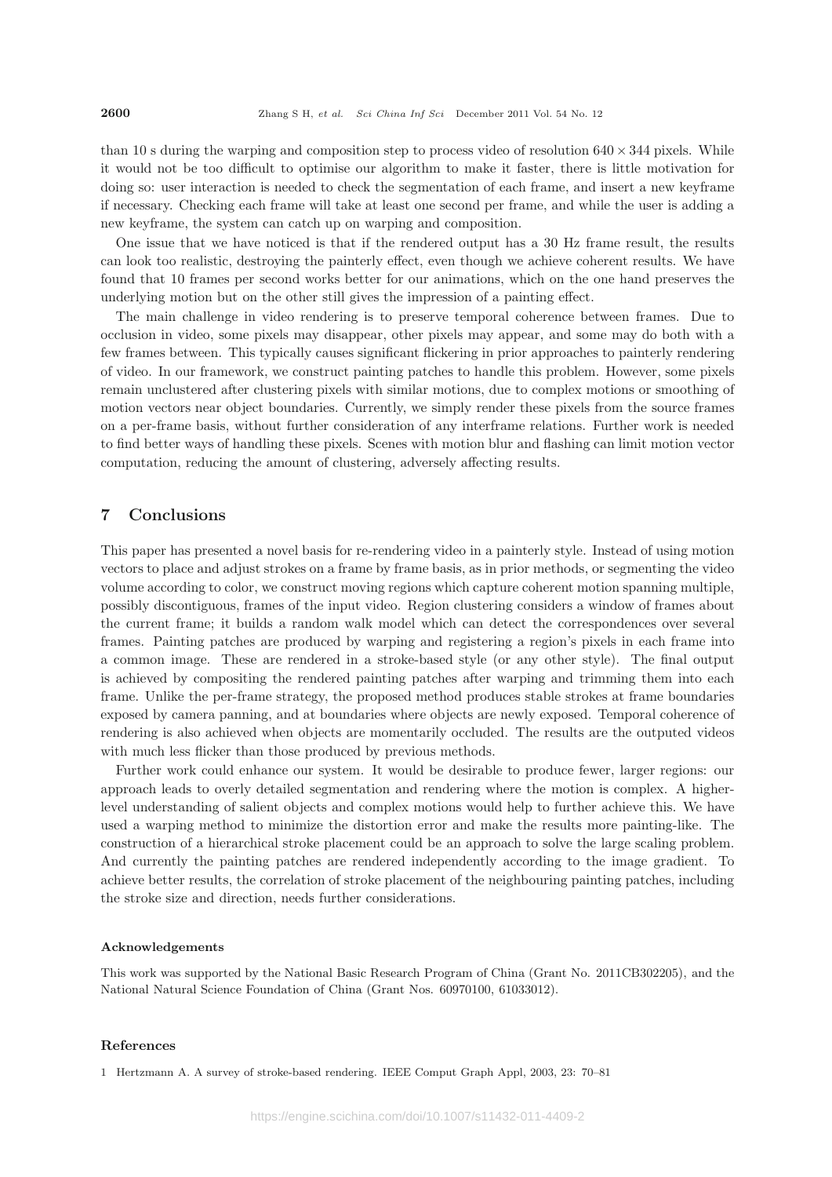than 10 s during the warping and composition step to process video of resolution $640 \times 344$ pixels. While it would not be too difficult to optimise our algorithm to make it faster, there is little motivation for doing so: user interaction is needed to check the segmentation of each frame, and insert a new keyframe if necessary. Checking each frame will take at least one second per frame, and while the user is adding a new keyframe, the system can catch up on warping and composition.

One issue that we have noticed is that if the rendered output has a 30 Hz frame result, the results can look too realistic, destroying the painterly effect, even though we achieve coherent results. We have found that 10 frames per second works better for our animations, which on the one hand preserves the underlying motion but on the other still gives the impression of a painting effect.

The main challenge in video rendering is to preserve temporal coherence between frames. Due to occlusion in video, some pixels may disappear, other pixels may appear, and some may do both with a few frames between. This typically causes significant flickering in prior approaches to painterly rendering of video. In our framework, we construct painting patches to handle this problem. However, some pixels remain unclustered after clustering pixels with similar motions, due to complex motions or smoothing of motion vectors near object boundaries. Currently, we simply render these pixels from the source frames on a per-frame basis, without further consideration of any interframe relations. Further work is needed to find better ways of handling these pixels. Scenes with motion blur and flashing can limit motion vector computation, reducing the amount of clustering, adversely affecting results.

## 7 Conclusions

This paper has presented a novel basis for re-rendering video in a painterly style. Instead of using motion vectors to place and adjust strokes on a frame by frame basis, as in prior methods, or segmenting the video volume according to color, we construct moving regions which capture coherent motion spanning multiple, possibly discontiguous, frames of the input video. Region clustering considers a window of frames about the current frame; it builds a random walk model which can detect the correspondences over several frames. Painting patches are produced by warping and registering a region's pixels in each frame into a common image. These are rendered in a stroke-based style (or any other style). The final output is achieved by compositing the rendered painting patches after warping and trimming them into each frame. Unlike the per-frame strategy, the proposed method produces stable strokes at frame boundaries exposed by camera panning, and at boundaries where objects are newly exposed. Temporal coherence of rendering is also achieved when objects are momentarily occluded. The results are the outputed videos with much less flicker than those produced by previous methods.

Further work could enhance our system. It would be desirable to produce fewer, larger regions: our approach leads to overly detailed segmentation and rendering where the motion is complex. A higher-level understanding of salient objects and complex motions would help to further achieve this. We have used a warping method to minimize the distortion error and make the results more painting-like. The construction of a hierarchical stroke placement could be an approach to solve the large scaling problem. And currently the painting patches are rendered independently according to the image gradient. To achieve better results, the correlation of stroke placement of the neighbouring painting patches, including the stroke size and direction, needs further considerations.

#### Acknowledgements

This work was supported by the National Basic Research Program of China (Grant No. 2011CB302205), and the National Natural Science Foundation of China (Grant Nos. 60970100, 61033012).

#### References

1 Hertzmann A. A survey of stroke-based rendering. IEEE Comput Graph Appl, 2003, 23: 70–81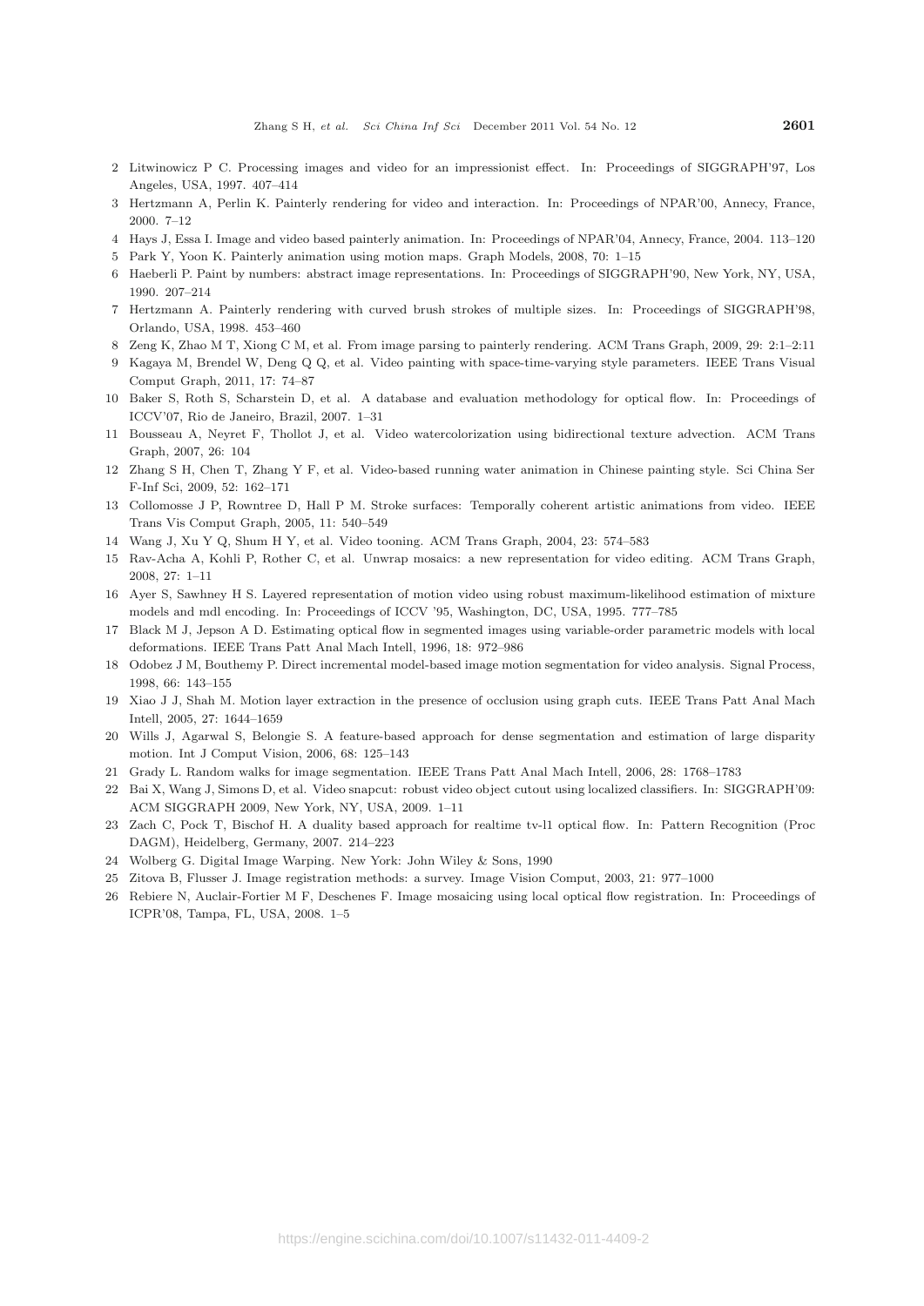2 Litwinowicz P C. Processing images and video for an impressionist effect. In: Proceedings of SIGGRAPH'97, Los Angeles, USA, 1997. 407–414

3 Hertzmann A, Perlin K. Painterly rendering for video and interaction. In: Proceedings of NPAR'00, Annecy, France, 2000. 7–12

4 Hays J, Essa I. Image and video based painterly animation. In: Proceedings of NPAR'04, Annecy, France, 2004. 113–120

5 Park Y, Yoon K. Painterly animation using motion maps. Graph Models, 2008, 70: 1–15

6 Haeberli P. Paint by numbers: abstract image representations. In: Proceedings of SIGGRAPH'90, New York, NY, USA, 1990. 207–214

7 Hertzmann A. Painterly rendering with curved brush strokes of multiple sizes. In: Proceedings of SIGGRAPH'98, Orlando, USA, 1998. 453–460

8 Zeng K, Zhao M T, Xiong C M, et al. From image parsing to painterly rendering. ACM Trans Graph, 2009, 29: 2:1–2:11

9 Kagaya M, Brendel W, Deng Q Q, et al. Video painting with space-time-varying style parameters. IEEE Trans Visual Comput Graph, 2011, 17: 74–87

10 Baker S, Roth S, Scharstein D, et al. A database and evaluation methodology for optical flow. In: Proceedings of ICCV'07, Rio de Janeiro, Brazil, 2007. 1–31

11 Bousseau A, Neyret F, Thollot J, et al. Video watercolorization using bidirectional texture advection. ACM Trans Graph, 2007, 26: 104

12 Zhang S H, Chen T, Zhang Y F, et al. Video-based running water animation in Chinese painting style. Sci China Ser F-Inf Sci, 2009, 52: 162–171

13 Collomosse J P, Rowntree D, Hall P M. Stroke surfaces: Temporally coherent artistic animations from video. IEEE Trans Vis Comput Graph, 2005, 11: 540–549

14 Wang J, Xu Y Q, Shum H Y, et al. Video tooning. ACM Trans Graph, 2004, 23: 574–583

15 Rav-Acha A, Kohli P, Rother C, et al. Unwrap mosaics: a new representation for video editing. ACM Trans Graph, 2008, 27: 1–11

16 Ayer S, Sawhney H S. Layered representation of motion video using robust maximum-likelihood estimation of mixture models and mdl encoding. In: Proceedings of ICCV '95, Washington, DC, USA, 1995. 777–785

17 Black M J, Jepson A D. Estimating optical flow in segmented images using variable-order parametric models with local deformations. IEEE Trans Patt Anal Mach Intell, 1996, 18: 972–986

18 Odobez J M, Bouthemy P. Direct incremental model-based image motion segmentation for video analysis. Signal Process, 1998, 66: 143–155

19 Xiao J J, Shah M. Motion layer extraction in the presence of occlusion using graph cuts. IEEE Trans Patt Anal Mach Intell, 2005, 27: 1644–1659

20 Wills J, Agarwal S, Belongie S. A feature-based approach for dense segmentation and estimation of large disparity motion. Int J Comput Vision, 2006, 68: 125–143

21 Grady L. Random walks for image segmentation. IEEE Trans Patt Anal Mach Intell, 2006, 28: 1768–1783

22 Bai X, Wang J, Simons D, et al. Video snapcut: robust video object cutout using localized classifiers. In: SIGGRAPH'09: ACM SIGGRAPH 2009, New York, NY, USA, 2009. 1–11

23 Zach C, Pock T, Bischof H. A duality based approach for realtime tv-l1 optical flow. In: Pattern Recognition (Proc DAGM), Heidelberg, Germany, 2007. 214–223

24 Wolberg G. Digital Image Warping. New York: John Wiley & Sons, 1990

25 Zitova B, Flusser J. Image registration methods: a survey. Image Vision Comput, 2003, 21: 977–1000

26 Rebiere N, Auclair-Fortier M F, Deschenes F. Image mosaicing using local optical flow registration. In: Proceedings of ICPR'08, Tampa, FL, USA, 2008. 1–5